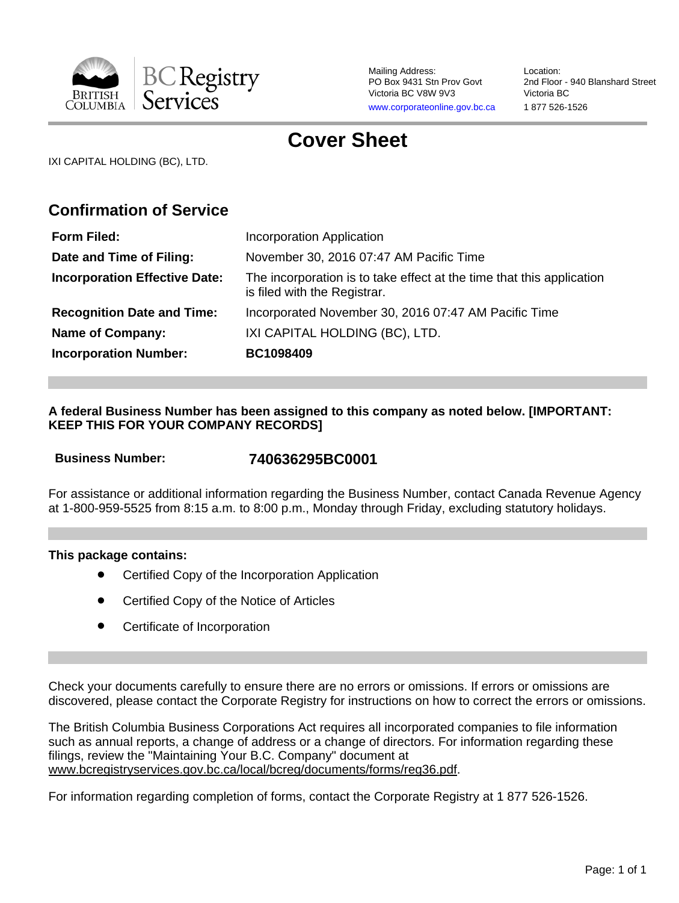BRITISH COLUMBIA | BC Registry Services

Mailing Address:
PO Box 9431 Stn Prov Govt
Victoria BC V8W 9V3
www.corporateonline.gov.bc.ca

Location:
2nd Floor - 940 Blanshard Street
Victoria BC
1 877 526-1526

# Cover Sheet

IXI CAPITAL HOLDING (BC), LTD.

## Confirmation of Service

| | |
|---|---|
| **Form Filed:** | Incorporation Application |
| **Date and Time of Filing:** | November 30, 2016 07:47 AM Pacific Time |
| **Incorporation Effective Date:** | The incorporation is to take effect at the time that this application is filed with the Registrar. |
| **Recognition Date and Time:** | Incorporated November 30, 2016 07:47 AM Pacific Time |
| **Name of Company:** | IXI CAPITAL HOLDING (BC), LTD. |
| **Incorporation Number:** | **BC1098409** |

**A federal Business Number has been assigned to this company as noted below. [IMPORTANT: KEEP THIS FOR YOUR COMPANY RECORDS]**

**Business Number:** **740636295BC0001**

For assistance or additional information regarding the Business Number, contact Canada Revenue Agency at 1-800-959-5525 from 8:15 a.m. to 8:00 p.m., Monday through Friday, excluding statutory holidays.

**This package contains:**

- Certified Copy of the Incorporation Application
- Certified Copy of the Notice of Articles
- Certificate of Incorporation

Check your documents carefully to ensure there are no errors or omissions. If errors or omissions are discovered, please contact the Corporate Registry for instructions on how to correct the errors or omissions.

The British Columbia Business Corporations Act requires all incorporated companies to file information such as annual reports, a change of address or a change of directors. For information regarding these filings, review the "Maintaining Your B.C. Company" document at www.bcregistryservices.gov.bc.ca/local/bcreg/documents/forms/reg36.pdf.

For information regarding completion of forms, contact the Corporate Registry at 1 877 526-1526.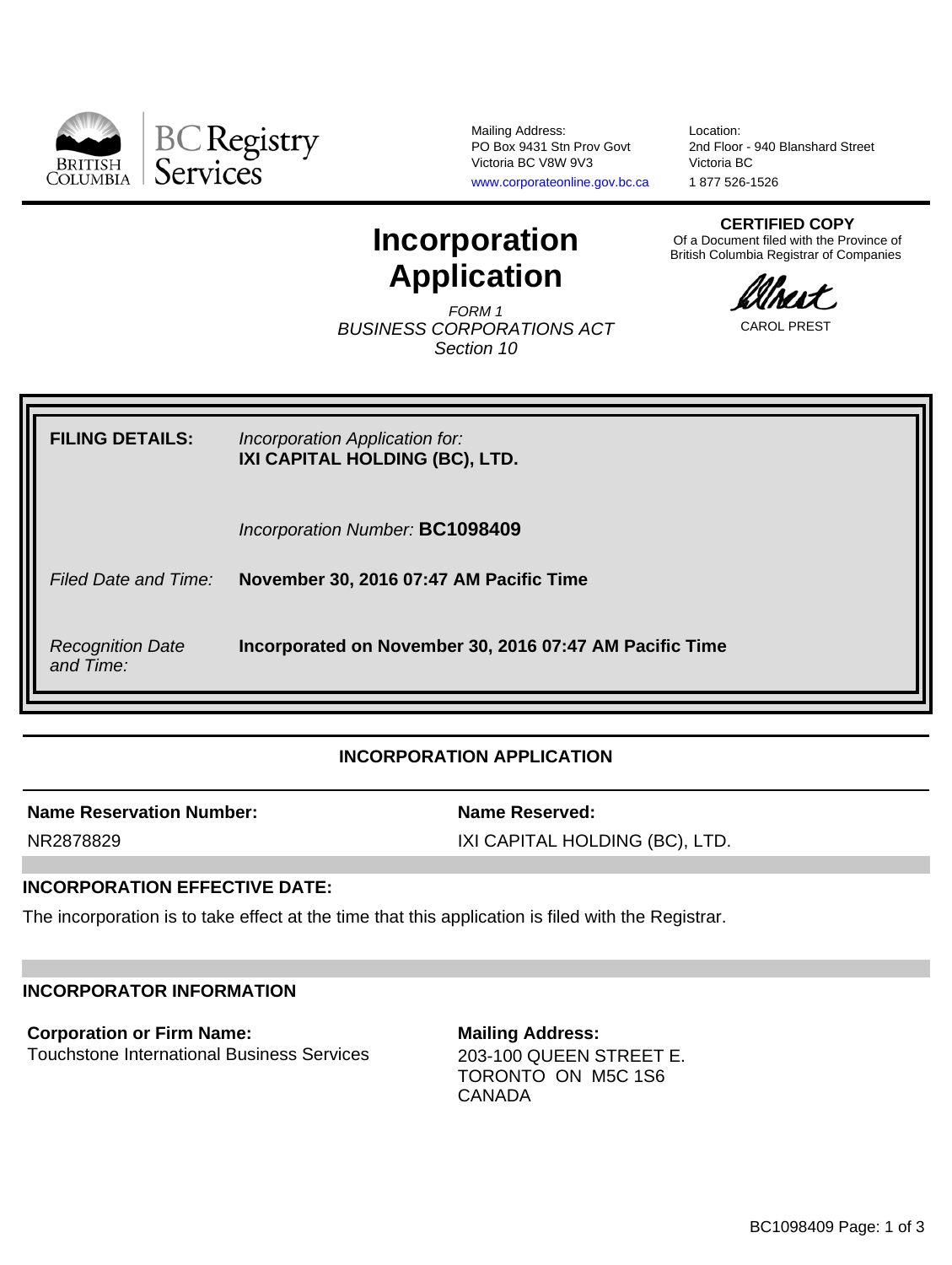BC Registry Services

Mailing Address:
PO Box 9431 Stn Prov Govt
Victoria BC V8W 9V3
www.corporateonline.gov.bc.ca

Location:
2nd Floor - 940 Blanshard Street
Victoria BC
1 877 526-1526

# Incorporation Application

*FORM 1*
*BUSINESS CORPORATIONS ACT*
*Section 10*

**CERTIFIED COPY**
Of a Document filed with the Province of British Columbia Registrar of Companies

CAROL PREST

| | |
|---|---|
| **FILING DETAILS:** | *Incorporation Application for:* **IXI CAPITAL HOLDING (BC), LTD.** |
| | *Incorporation Number:* **BC1098409** |
| *Filed Date and Time:* | **November 30, 2016 07:47 AM Pacific Time** |
| *Recognition Date and Time:* | **Incorporated on November 30, 2016 07:47 AM Pacific Time** |

## INCORPORATION APPLICATION

**Name Reservation Number:**
NR2878829

**Name Reserved:**
IXI CAPITAL HOLDING (BC), LTD.

### INCORPORATION EFFECTIVE DATE:

The incorporation is to take effect at the time that this application is filed with the Registrar.

### INCORPORATOR INFORMATION

**Corporation or Firm Name:**
Touchstone International Business Services

**Mailing Address:**
203-100 QUEEN STREET E.
TORONTO ON M5C 1S6
CANADA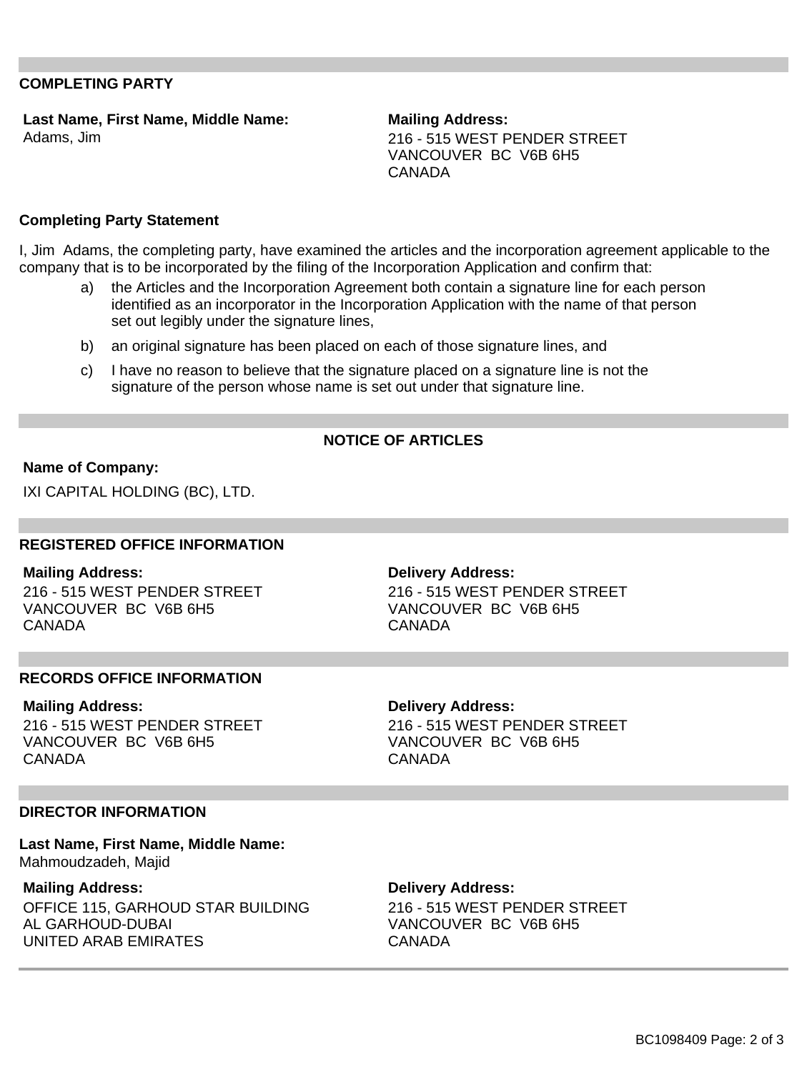## COMPLETING PARTY

**Last Name, First Name, Middle Name:**
Adams, Jim

**Mailing Address:**
216 - 515 WEST PENDER STREET
VANCOUVER BC V6B 6H5
CANADA

### Completing Party Statement

I, Jim Adams, the completing party, have examined the articles and the incorporation agreement applicable to the company that is to be incorporated by the filing of the Incorporation Application and confirm that:

a) the Articles and the Incorporation Agreement both contain a signature line for each person identified as an incorporator in the Incorporation Application with the name of that person set out legibly under the signature lines,

b) an original signature has been placed on each of those signature lines, and

c) I have no reason to believe that the signature placed on a signature line is not the signature of the person whose name is set out under that signature line.

## NOTICE OF ARTICLES

**Name of Company:**

IXI CAPITAL HOLDING (BC), LTD.

## REGISTERED OFFICE INFORMATION

**Mailing Address:**
216 - 515 WEST PENDER STREET
VANCOUVER BC V6B 6H5
CANADA

**Delivery Address:**
216 - 515 WEST PENDER STREET
VANCOUVER BC V6B 6H5
CANADA

## RECORDS OFFICE INFORMATION

**Mailing Address:**
216 - 515 WEST PENDER STREET
VANCOUVER BC V6B 6H5
CANADA

**Delivery Address:**
216 - 515 WEST PENDER STREET
VANCOUVER BC V6B 6H5
CANADA

## DIRECTOR INFORMATION

**Last Name, First Name, Middle Name:**
Mahmoudzadeh, Majid

**Mailing Address:**
OFFICE 115, GARHOUD STAR BUILDING
AL GARHOUD-DUBAI
UNITED ARAB EMIRATES

**Delivery Address:**
216 - 515 WEST PENDER STREET
VANCOUVER BC V6B 6H5
CANADA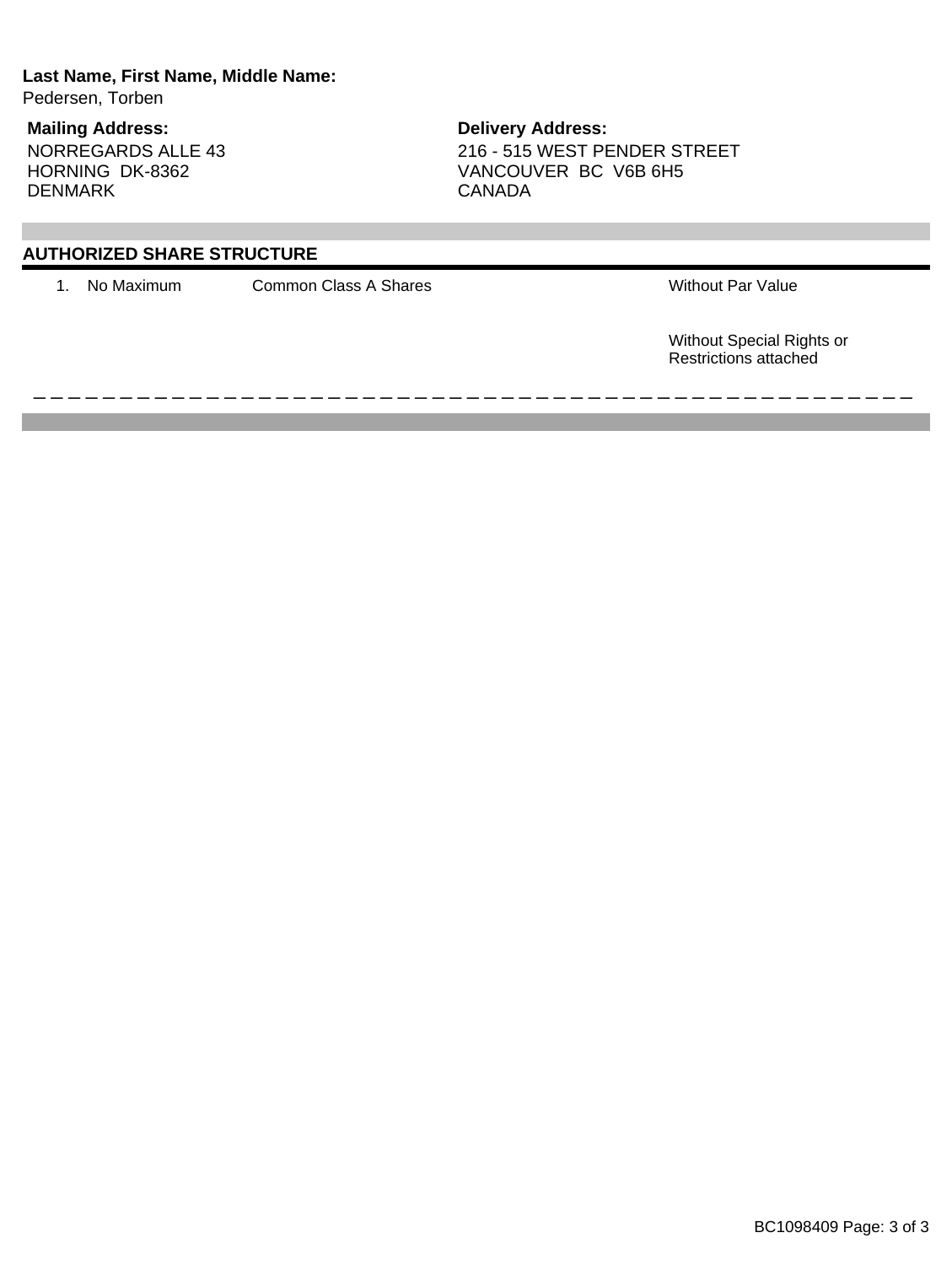**Last Name, First Name, Middle Name:**
Pedersen, Torben

**Mailing Address:**
NORREGARDS ALLE 43
HORNING DK-8362
DENMARK

**Delivery Address:**
216 - 515 WEST PENDER STREET
VANCOUVER BC V6B 6H5
CANADA

## AUTHORIZED SHARE STRUCTURE

| | | | |
|---|---|---|---|
| 1. | No Maximum | Common Class A Shares | Without Par Value<br><br>Without Special Rights or Restrictions attached |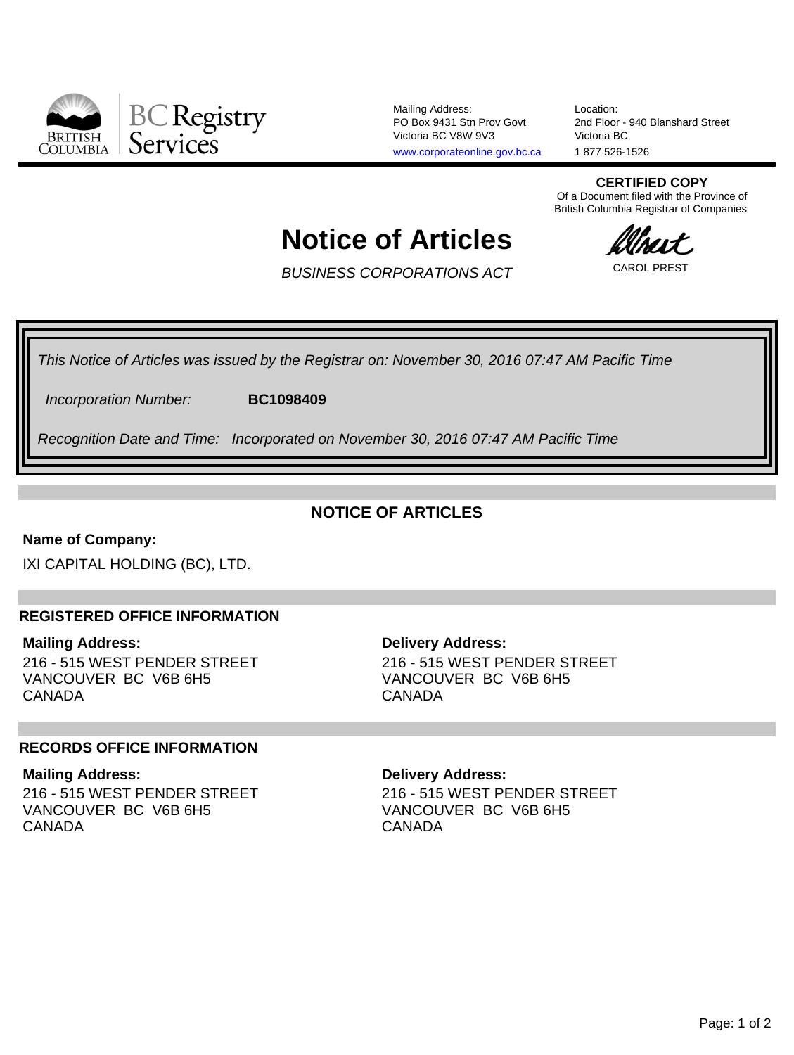BC Registry Services

Mailing Address:
PO Box 9431 Stn Prov Govt
Victoria BC V8W 9V3
www.corporateonline.gov.bc.ca

Location:
2nd Floor - 940 Blanshard Street
Victoria BC
1 877 526-1526

**CERTIFIED COPY**
Of a Document filed with the Province of British Columbia Registrar of Companies

CAROL PREST

# Notice of Articles

*BUSINESS CORPORATIONS ACT*

*This Notice of Articles was issued by the Registrar on: November 30, 2016 07:47 AM Pacific Time*

*Incorporation Number:* **BC1098409**

*Recognition Date and Time: Incorporated on November 30, 2016 07:47 AM Pacific Time*

## NOTICE OF ARTICLES

**Name of Company:**

IXI CAPITAL HOLDING (BC), LTD.

### REGISTERED OFFICE INFORMATION

**Mailing Address:**
216 - 515 WEST PENDER STREET
VANCOUVER BC V6B 6H5
CANADA

**Delivery Address:**
216 - 515 WEST PENDER STREET
VANCOUVER BC V6B 6H5
CANADA

### RECORDS OFFICE INFORMATION

**Mailing Address:**
216 - 515 WEST PENDER STREET
VANCOUVER BC V6B 6H5
CANADA

**Delivery Address:**
216 - 515 WEST PENDER STREET
VANCOUVER BC V6B 6H5
CANADA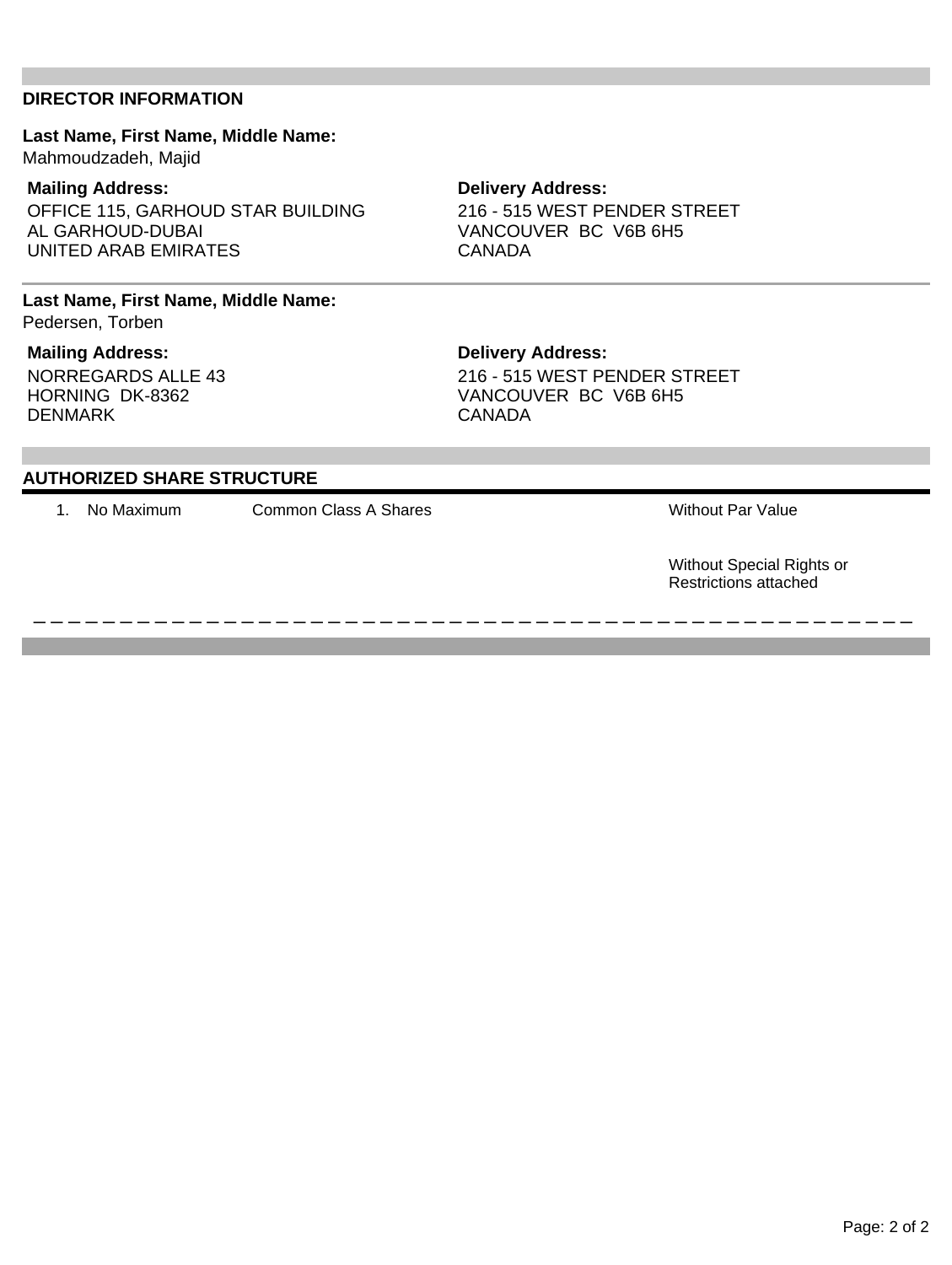## DIRECTOR INFORMATION

**Last Name, First Name, Middle Name:**
Mahmoudzadeh, Majid

**Mailing Address:**
OFFICE 115, GARHOUD STAR BUILDING
AL GARHOUD-DUBAI
UNITED ARAB EMIRATES

**Delivery Address:**
216 - 515 WEST PENDER STREET
VANCOUVER BC V6B 6H5
CANADA

---

**Last Name, First Name, Middle Name:**
Pedersen, Torben

**Mailing Address:**
NORREGARDS ALLE 43
HORNING DK-8362
DENMARK

**Delivery Address:**
216 - 515 WEST PENDER STREET
VANCOUVER BC V6B 6H5
CANADA

## AUTHORIZED SHARE STRUCTURE

| | | | |
|---|---|---|---|
| 1. | No Maximum | Common Class A Shares | Without Par Value<br><br>Without Special Rights or Restrictions attached |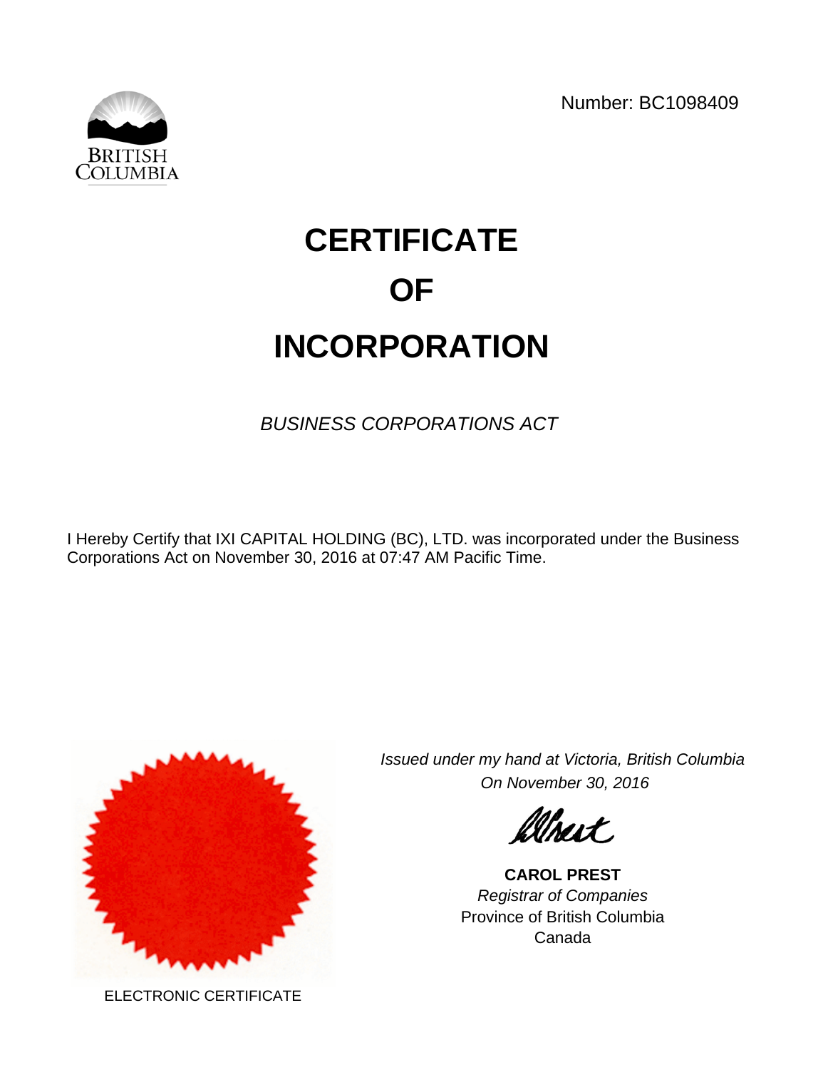BRITISH COLUMBIA

Number: BC1098409

# CERTIFICATE
# OF
# INCORPORATION

*BUSINESS CORPORATIONS ACT*

I Hereby Certify that IXI CAPITAL HOLDING (BC), LTD. was incorporated under the Business Corporations Act on November 30, 2016 at 07:47 AM Pacific Time.

*Issued under my hand at Victoria, British Columbia*
*On November 30, 2016*

**CAROL PREST**
*Registrar of Companies*
Province of British Columbia
Canada

ELECTRONIC CERTIFICATE